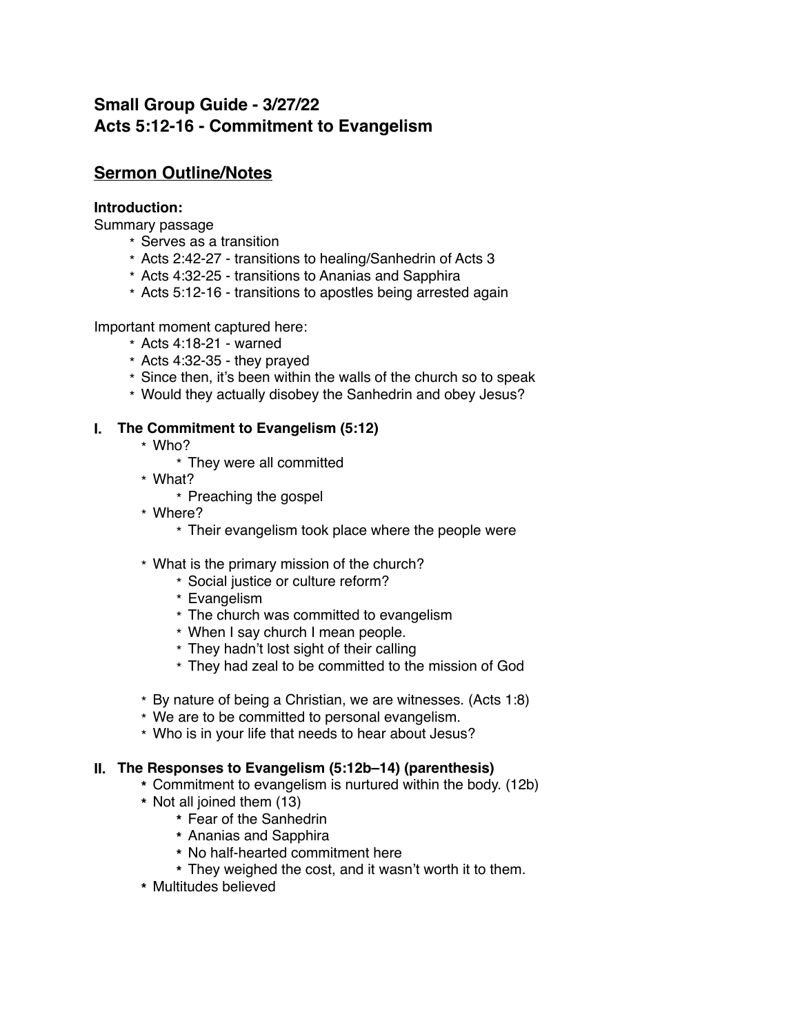# Small Group Guide - 3/27/22
# Acts 5:12-16 - Commitment to Evangelism

## Sermon Outline/Notes

**Introduction:**

Summary passage

- Serves as a transition
- Acts 2:42-27 - transitions to healing/Sanhedrin of Acts 3
- Acts 4:32-25 - transitions to Ananias and Sapphira
- Acts 5:12-16 - transitions to apostles being arrested again

Important moment captured here:

- Acts 4:18-21 - warned
- Acts 4:32-35 - they prayed
- Since then, it's been within the walls of the church so to speak
- Would they actually disobey the Sanhedrin and obey Jesus?

### I. The Commitment to Evangelism (5:12)

- Who?
  - They were all committed
- What?
  - Preaching the gospel
- Where?
  - Their evangelism took place where the people were

- What is the primary mission of the church?
  - Social justice or culture reform?
  - Evangelism
  - The church was committed to evangelism
  - When I say church I mean people.
  - They hadn't lost sight of their calling
  - They had zeal to be committed to the mission of God

- By nature of being a Christian, we are witnesses. (Acts 1:8)
- We are to be committed to personal evangelism.
- Who is in your life that needs to hear about Jesus?

### II. The Responses to Evangelism (5:12b–14) (parenthesis)

- Commitment to evangelism is nurtured within the body. (12b)
- Not all joined them (13)
  - Fear of the Sanhedrin
  - Ananias and Sapphira
  - No half-hearted commitment here
  - They weighed the cost, and it wasn't worth it to them.
- Multitudes believed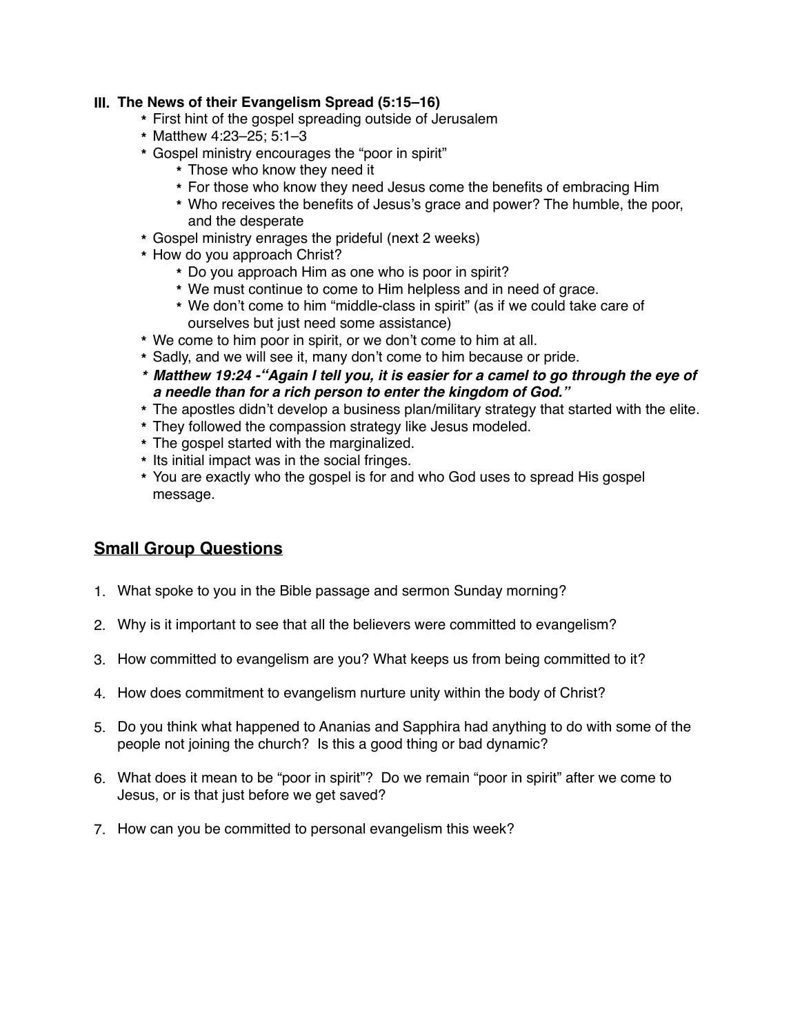### III. The News of their Evangelism Spread (5:15–16)

- First hint of the gospel spreading outside of Jerusalem
- Matthew 4:23–25; 5:1–3
- Gospel ministry encourages the "poor in spirit"
    - Those who know they need it
    - For those who know they need Jesus come the benefits of embracing Him
    - Who receives the benefits of Jesus's grace and power? The humble, the poor, and the desperate
- Gospel ministry enrages the prideful (next 2 weeks)
- How do you approach Christ?
    - Do you approach Him as one who is poor in spirit?
    - We must continue to come to Him helpless and in need of grace.
    - We don't come to him "middle-class in spirit" (as if we could take care of ourselves but just need some assistance)
- We come to him poor in spirit, or we don't come to him at all.
- Sadly, and we will see it, many don't come to him because or pride.
- ***Matthew 19:24 -"Again I tell you, it is easier for a camel to go through the eye of a needle than for a rich person to enter the kingdom of God."***
- The apostles didn't develop a business plan/military strategy that started with the elite.
- They followed the compassion strategy like Jesus modeled.
- The gospel started with the marginalized.
- Its initial impact was in the social fringes.
- You are exactly who the gospel is for and who God uses to spread His gospel message.

## <u>Small Group Questions</u>

1. What spoke to you in the Bible passage and sermon Sunday morning?
2. Why is it important to see that all the believers were committed to evangelism?
3. How committed to evangelism are you? What keeps us from being committed to it?
4. How does commitment to evangelism nurture unity within the body of Christ?
5. Do you think what happened to Ananias and Sapphira had anything to do with some of the people not joining the church? Is this a good thing or bad dynamic?
6. What does it mean to be "poor in spirit"? Do we remain "poor in spirit" after we come to Jesus, or is that just before we get saved?
7. How can you be committed to personal evangelism this week?